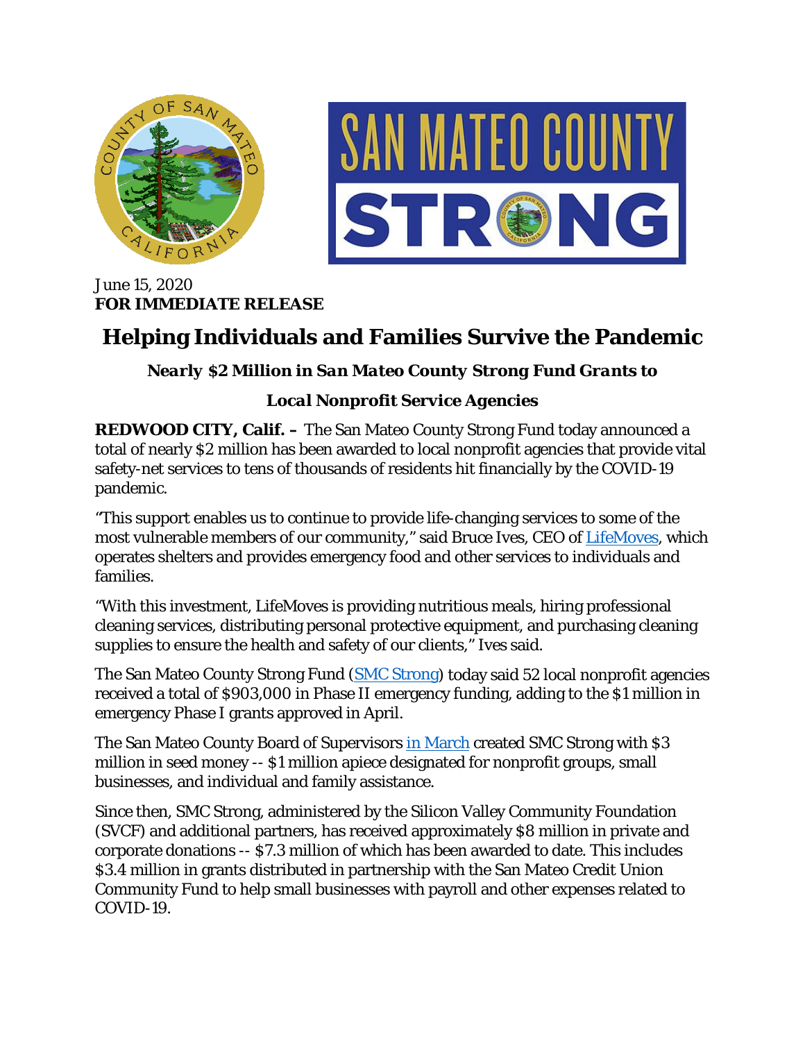June 15, 2020
**FOR IMMEDIATE RELEASE**

# Helping Individuals and Families Survive the Pandemic

## *Nearly $2 Million in San Mateo County Strong Fund Grants to Local Nonprofit Service Agencies*

**REDWOOD CITY, Calif. –** The San Mateo County Strong Fund today announced a total of nearly $2 million has been awarded to local nonprofit agencies that provide vital safety-net services to tens of thousands of residents hit financially by the COVID-19 pandemic.

"This support enables us to continue to provide life-changing services to some of the most vulnerable members of our community," said Bruce Ives, CEO of [LifeMoves](), which operates shelters and provides emergency food and other services to individuals and families.

"With this investment, LifeMoves is providing nutritious meals, hiring professional cleaning services, distributing personal protective equipment, and purchasing cleaning supplies to ensure the health and safety of our clients," Ives said.

The San Mateo County Strong Fund ([SMC Strong]()) today said 52 local nonprofit agencies received a total of $903,000 in Phase II emergency funding, adding to the $1 million in emergency Phase I grants approved in April.

The San Mateo County Board of Supervisors [in March]() created SMC Strong with $3 million in seed money -- $1 million apiece designated for nonprofit groups, small businesses, and individual and family assistance.

Since then, SMC Strong, administered by the Silicon Valley Community Foundation (SVCF) and additional partners, has received approximately $8 million in private and corporate donations -- $7.3 million of which has been awarded to date. This includes $3.4 million in grants distributed in partnership with the San Mateo Credit Union Community Fund to help small businesses with payroll and other expenses related to COVID-19.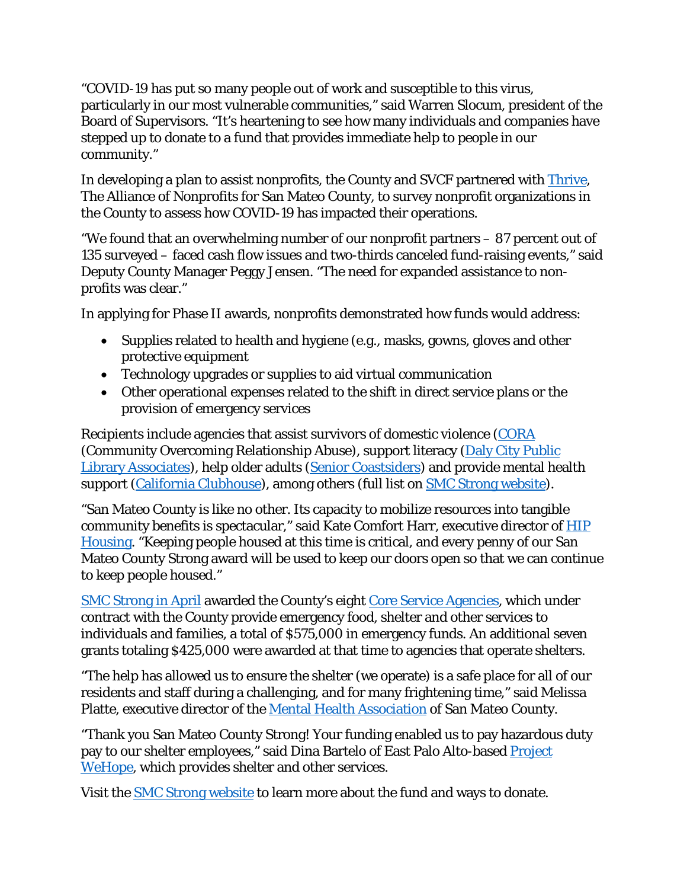"COVID-19 has put so many people out of work and susceptible to this virus, particularly in our most vulnerable communities," said Warren Slocum, president of the Board of Supervisors. "It's heartening to see how many individuals and companies have stepped up to donate to a fund that provides immediate help to people in our community."

In developing a plan to assist nonprofits, the County and SVCF partnered with Thrive, The Alliance of Nonprofits for San Mateo County, to survey nonprofit organizations in the County to assess how COVID-19 has impacted their operations.

"We found that an overwhelming number of our nonprofit partners – 87 percent out of 135 surveyed – faced cash flow issues and two-thirds canceled fund-raising events," said Deputy County Manager Peggy Jensen. "The need for expanded assistance to non-profits was clear."

In applying for Phase II awards, nonprofits demonstrated how funds would address:

- Supplies related to health and hygiene (e.g., masks, gowns, gloves and other protective equipment
- Technology upgrades or supplies to aid virtual communication
- Other operational expenses related to the shift in direct service plans or the provision of emergency services

Recipients include agencies that assist survivors of domestic violence (CORA (Community Overcoming Relationship Abuse), support literacy (Daly City Public Library Associates), help older adults (Senior Coastsiders) and provide mental health support (California Clubhouse), among others (full list on SMC Strong website).

"San Mateo County is like no other. Its capacity to mobilize resources into tangible community benefits is spectacular," said Kate Comfort Harr, executive director of HIP Housing. "Keeping people housed at this time is critical, and every penny of our San Mateo County Strong award will be used to keep our doors open so that we can continue to keep people housed."

SMC Strong in April awarded the County's eight Core Service Agencies, which under contract with the County provide emergency food, shelter and other services to individuals and families, a total of $575,000 in emergency funds. An additional seven grants totaling $425,000 were awarded at that time to agencies that operate shelters.

"The help has allowed us to ensure the shelter (we operate) is a safe place for all of our residents and staff during a challenging, and for many frightening time," said Melissa Platte, executive director of the Mental Health Association of San Mateo County.

"Thank you San Mateo County Strong! Your funding enabled us to pay hazardous duty pay to our shelter employees," said Dina Bartelo of East Palo Alto-based Project WeHope, which provides shelter and other services.

Visit the SMC Strong website to learn more about the fund and ways to donate.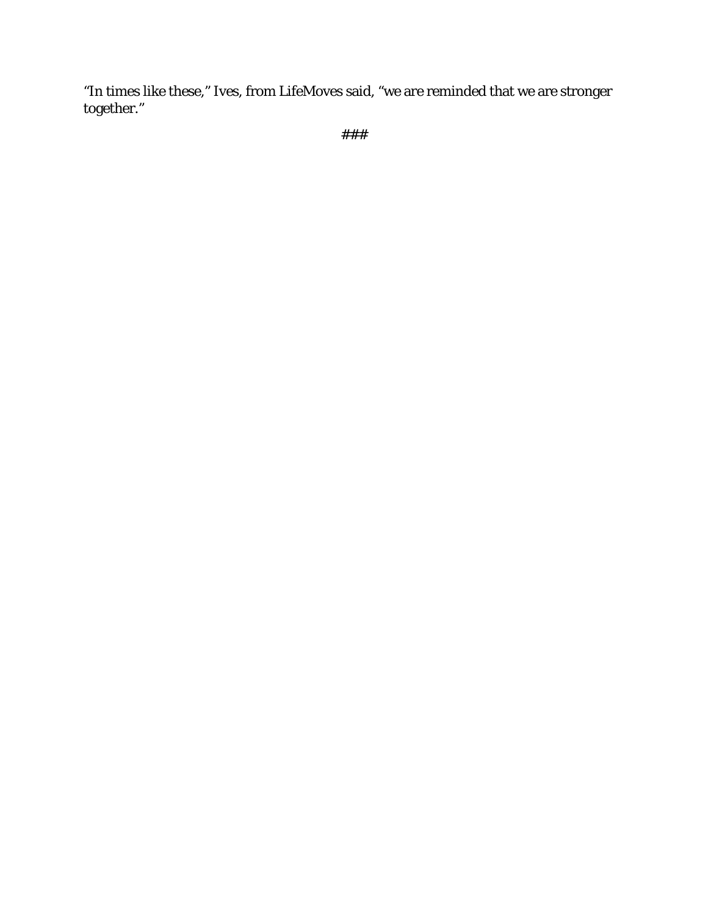"In times like these," Ives, from LifeMoves said, "we are reminded that we are stronger together."

###